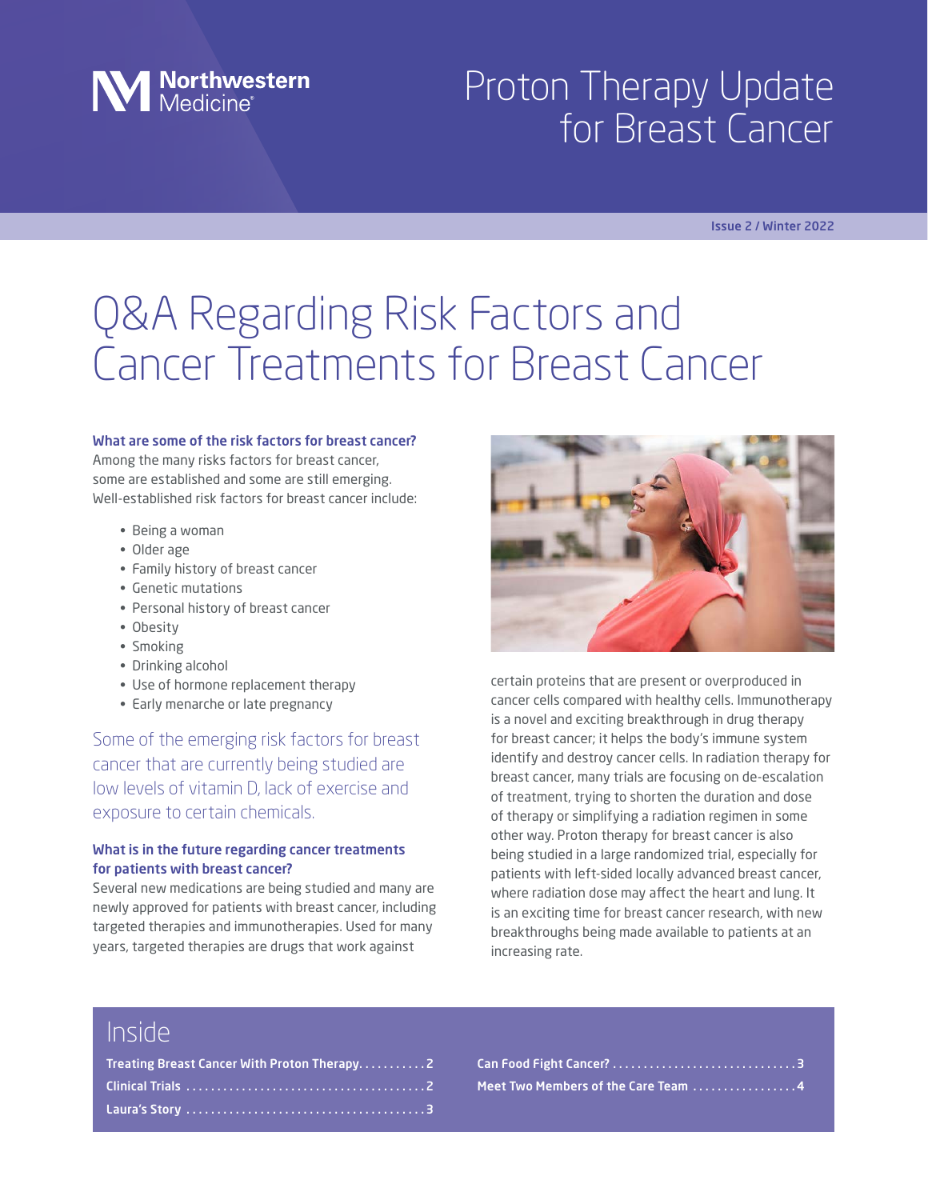Northwestern Medicine

# Proton Therapy Update for Breast Cancer

Issue 2 / Winter 2022

## Q&A Regarding Risk Factors and Cancer Treatments for Breast Cancer

### What are some of the risk factors for breast cancer?

Among the many risks factors for breast cancer, some are established and some are still emerging. Well-established risk factors for breast cancer include:

- Being a woman
- Older age
- Family history of breast cancer
- Genetic mutations
- Personal history of breast cancer
- Obesity
- Smoking
- Drinking alcohol
- Use of hormone replacement therapy
- Early menarche or late pregnancy

Some of the emerging risk factors for breast cancer that are currently being studied are low levels of vitamin D, lack of exercise and exposure to certain chemicals.

### What is in the future regarding cancer treatments for patients with breast cancer?

Several new medications are being studied and many are newly approved for patients with breast cancer, including targeted therapies and immunotherapies. Used for many years, targeted therapies are drugs that work against certain proteins that are present or overproduced in cancer cells compared with healthy cells. Immunotherapy is a novel and exciting breakthrough in drug therapy for breast cancer; it helps the body's immune system identify and destroy cancer cells. In radiation therapy for breast cancer, many trials are focusing on de-escalation of treatment, trying to shorten the duration and dose of therapy or simplifying a radiation regimen in some other way. Proton therapy for breast cancer is also being studied in a large randomized trial, especially for patients with left-sided locally advanced breast cancer, where radiation dose may affect the heart and lung. It is an exciting time for breast cancer research, with new breakthroughs being made available to patients at an increasing rate.

## Inside

- Treating Breast Cancer With Proton Therapy .......... 2
- Clinical Trials .......... 2
- Laura's Story .......... 3
- Can Food Fight Cancer? .......... 3
- Meet Two Members of the Care Team .......... 4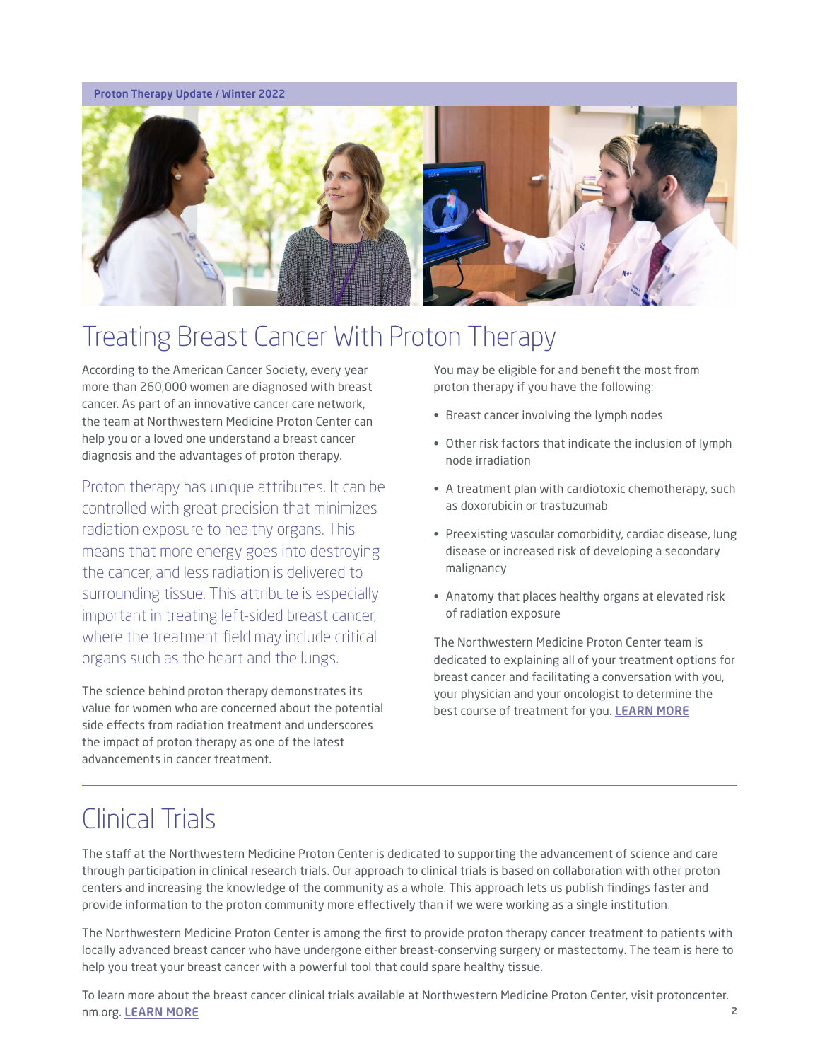# Treating Breast Cancer With Proton Therapy

According to the American Cancer Society, every year more than 260,000 women are diagnosed with breast cancer. As part of an innovative cancer care network, the team at Northwestern Medicine Proton Center can help you or a loved one understand a breast cancer diagnosis and the advantages of proton therapy.

Proton therapy has unique attributes. It can be controlled with great precision that minimizes radiation exposure to healthy organs. This means that more energy goes into destroying the cancer, and less radiation is delivered to surrounding tissue. This attribute is especially important in treating left-sided breast cancer, where the treatment field may include critical organs such as the heart and the lungs.

The science behind proton therapy demonstrates its value for women who are concerned about the potential side effects from radiation treatment and underscores the impact of proton therapy as one of the latest advancements in cancer treatment.

You may be eligible for and benefit the most from proton therapy if you have the following:

- Breast cancer involving the lymph nodes
- Other risk factors that indicate the inclusion of lymph node irradiation
- A treatment plan with cardiotoxic chemotherapy, such as doxorubicin or trastuzumab
- Preexisting vascular comorbidity, cardiac disease, lung disease or increased risk of developing a secondary malignancy
- Anatomy that places healthy organs at elevated risk of radiation exposure

The Northwestern Medicine Proton Center team is dedicated to explaining all of your treatment options for breast cancer and facilitating a conversation with you, your physician and your oncologist to determine the best course of treatment for you. LEARN MORE

# Clinical Trials

The staff at the Northwestern Medicine Proton Center is dedicated to supporting the advancement of science and care through participation in clinical research trials. Our approach to clinical trials is based on collaboration with other proton centers and increasing the knowledge of the community as a whole. This approach lets us publish findings faster and provide information to the proton community more effectively than if we were working as a single institution.

The Northwestern Medicine Proton Center is among the first to provide proton therapy cancer treatment to patients with locally advanced breast cancer who have undergone either breast-conserving surgery or mastectomy. The team is here to help you treat your breast cancer with a powerful tool that could spare healthy tissue.

To learn more about the breast cancer clinical trials available at Northwestern Medicine Proton Center, visit protoncenter.nm.org. LEARN MORE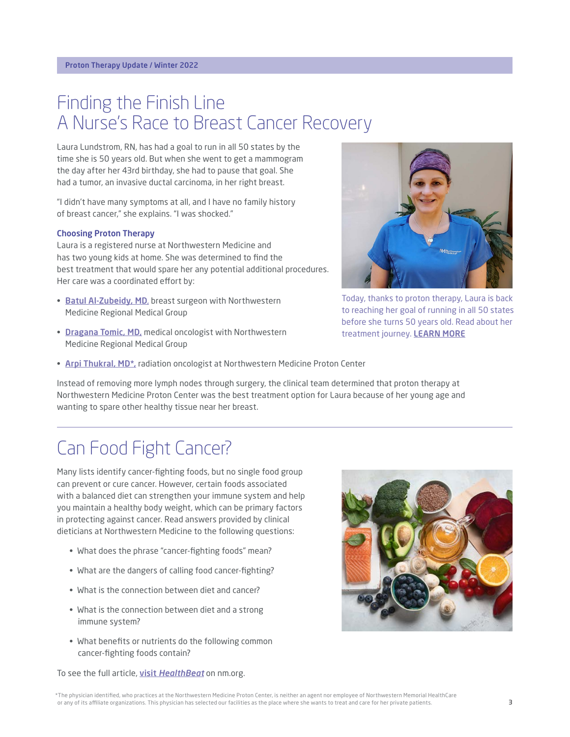# Finding the Finish Line
# A Nurse's Race to Breast Cancer Recovery

Laura Lundstrom, RN, has had a goal to run in all 50 states by the time she is 50 years old. But when she went to get a mammogram the day after her 43rd birthday, she had to pause that goal. She had a tumor, an invasive ductal carcinoma, in her right breast.

"I didn't have many symptoms at all, and I have no family history of breast cancer," she explains. "I was shocked."

### Choosing Proton Therapy

Laura is a registered nurse at Northwestern Medicine and has two young kids at home. She was determined to find the best treatment that would spare her any potential additional procedures. Her care was a coordinated effort by:

- Batul Al-Zubeidy, MD, breast surgeon with Northwestern Medicine Regional Medical Group
- Dragana Tomic, MD, medical oncologist with Northwestern Medicine Regional Medical Group
- Arpi Thukral, MD*, radiation oncologist at Northwestern Medicine Proton Center

Today, thanks to proton therapy, Laura is back to reaching her goal of running in all 50 states before she turns 50 years old. Read about her treatment journey. LEARN MORE

Instead of removing more lymph nodes through surgery, the clinical team determined that proton therapy at Northwestern Medicine Proton Center was the best treatment option for Laura because of her young age and wanting to spare other healthy tissue near her breast.

---

# Can Food Fight Cancer?

Many lists identify cancer-fighting foods, but no single food group can prevent or cure cancer. However, certain foods associated with a balanced diet can strengthen your immune system and help you maintain a healthy body weight, which can be primary factors in protecting against cancer. Read answers provided by clinical dieticians at Northwestern Medicine to the following questions:

- What does the phrase "cancer-fighting foods" mean?
- What are the dangers of calling food cancer-fighting?
- What is the connection between diet and cancer?
- What is the connection between diet and a strong immune system?
- What benefits or nutrients do the following common cancer-fighting foods contain?

To see the full article, visit *HealthBeat* on nm.org.

*The physician identified, who practices at the Northwestern Medicine Proton Center, is neither an agent nor employee of Northwestern Memorial HealthCare or any of its affiliate organizations. This physician has selected our facilities as the place where she wants to treat and care for her private patients.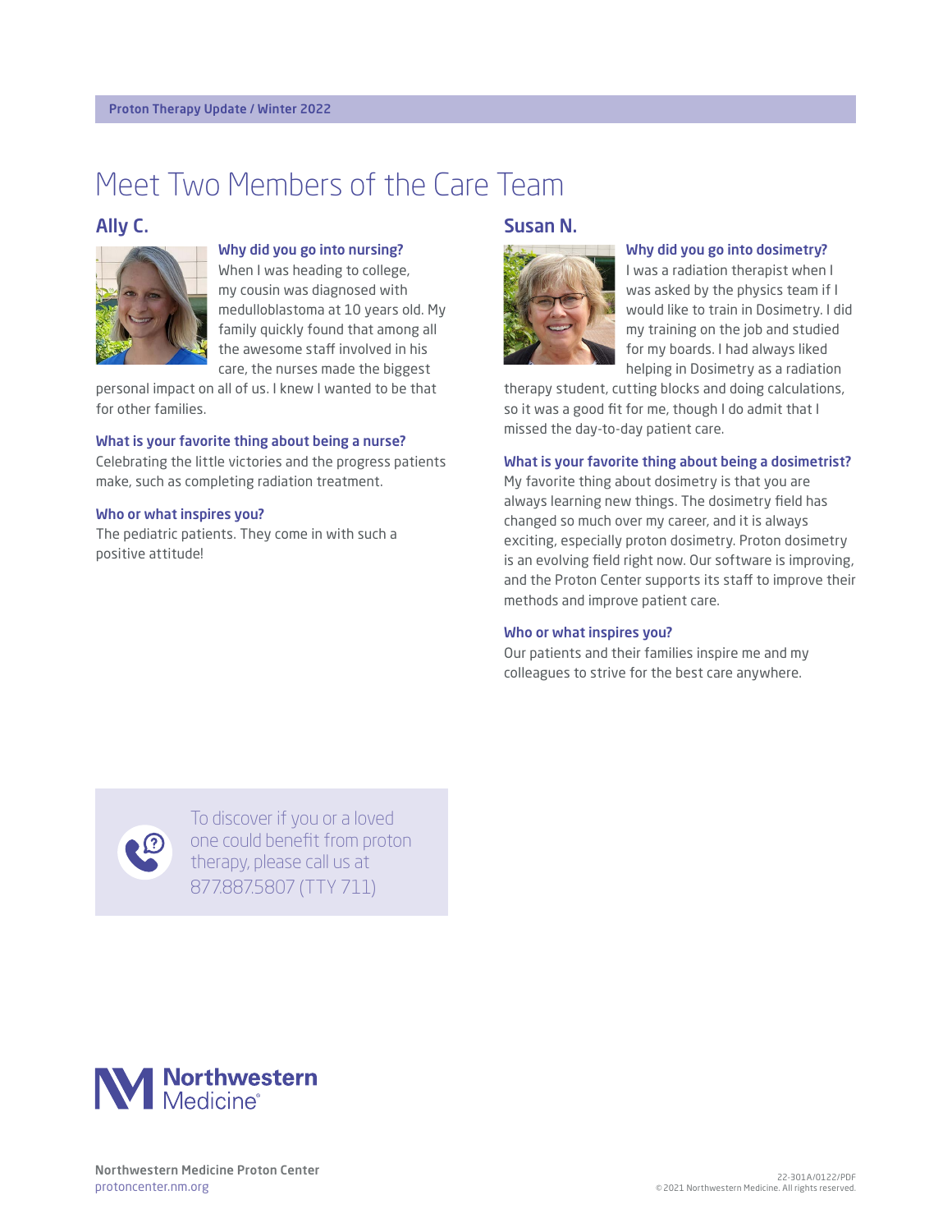# Meet Two Members of the Care Team

## Ally C.

### Why did you go into nursing?

When I was heading to college, my cousin was diagnosed with medulloblastoma at 10 years old. My family quickly found that among all the awesome staff involved in his care, the nurses made the biggest personal impact on all of us. I knew I wanted to be that for other families.

### What is your favorite thing about being a nurse?

Celebrating the little victories and the progress patients make, such as completing radiation treatment.

### Who or what inspires you?

The pediatric patients. They come in with such a positive attitude!

## Susan N.

### Why did you go into dosimetry?

I was a radiation therapist when I was asked by the physics team if I would like to train in Dosimetry. I did my training on the job and studied for my boards. I had always liked helping in Dosimetry as a radiation therapy student, cutting blocks and doing calculations, so it was a good fit for me, though I do admit that I missed the day-to-day patient care.

### What is your favorite thing about being a dosimetrist?

My favorite thing about dosimetry is that you are always learning new things. The dosimetry field has changed so much over my career, and it is always exciting, especially proton dosimetry. Proton dosimetry is an evolving field right now. Our software is improving, and the Proton Center supports its staff to improve their methods and improve patient care.

### Who or what inspires you?

Our patients and their families inspire me and my colleagues to strive for the best care anywhere.

To discover if you or a loved one could benefit from proton therapy, please call us at 877.887.5807 (TTY 711)

Northwestern Medicine

Northwestern Medicine Proton Center
protoncenter.nm.org

22-301A/0122/PDF
© 2021 Northwestern Medicine. All rights reserved.